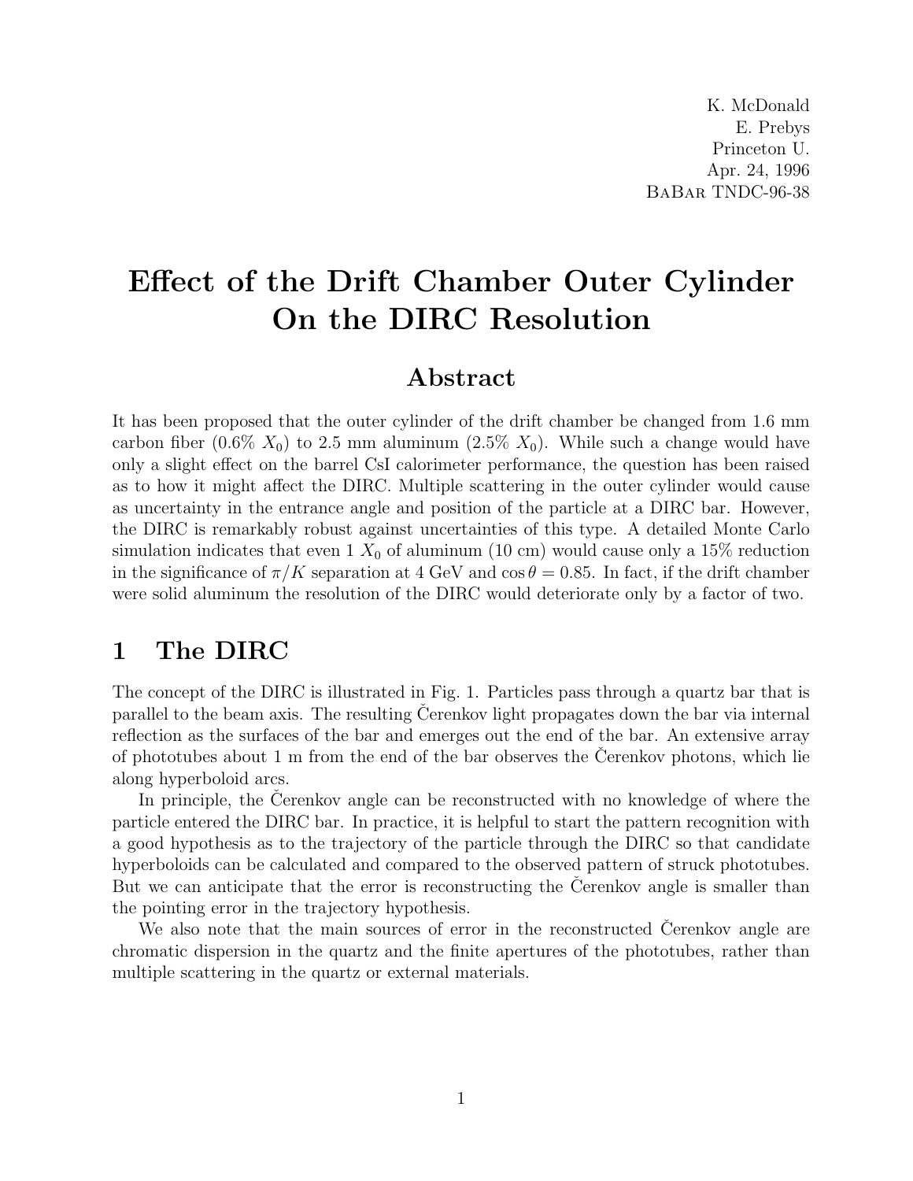K. McDonald
E. Prebys
Princeton U.
Apr. 24, 1996
BaBar TNDC-96-38

# Effect of the Drift Chamber Outer Cylinder On the DIRC Resolution

## Abstract

It has been proposed that the outer cylinder of the drift chamber be changed from 1.6 mm carbon fiber (0.6% $X_0$) to 2.5 mm aluminum (2.5% $X_0$). While such a change would have only a slight effect on the barrel CsI calorimeter performance, the question has been raised as to how it might affect the DIRC. Multiple scattering in the outer cylinder would cause as uncertainty in the entrance angle and position of the particle at a DIRC bar. However, the DIRC is remarkably robust against uncertainties of this type. A detailed Monte Carlo simulation indicates that even 1 $X_0$ of aluminum (10 cm) would cause only a 15% reduction in the significance of $\pi/K$ separation at 4 GeV and $\cos\theta = 0.85$. In fact, if the drift chamber were solid aluminum the resolution of the DIRC would deteriorate only by a factor of two.

## 1 The DIRC

The concept of the DIRC is illustrated in Fig. 1. Particles pass through a quartz bar that is parallel to the beam axis. The resulting Čerenkov light propagates down the bar via internal reflection as the surfaces of the bar and emerges out the end of the bar. An extensive array of phototubes about 1 m from the end of the bar observes the Čerenkov photons, which lie along hyperboloid arcs.

In principle, the Čerenkov angle can be reconstructed with no knowledge of where the particle entered the DIRC bar. In practice, it is helpful to start the pattern recognition with a good hypothesis as to the trajectory of the particle through the DIRC so that candidate hyperboloids can be calculated and compared to the observed pattern of struck phototubes. But we can anticipate that the error is reconstructing the Čerenkov angle is smaller than the pointing error in the trajectory hypothesis.

We also note that the main sources of error in the reconstructed Čerenkov angle are chromatic dispersion in the quartz and the finite apertures of the phototubes, rather than multiple scattering in the quartz or external materials.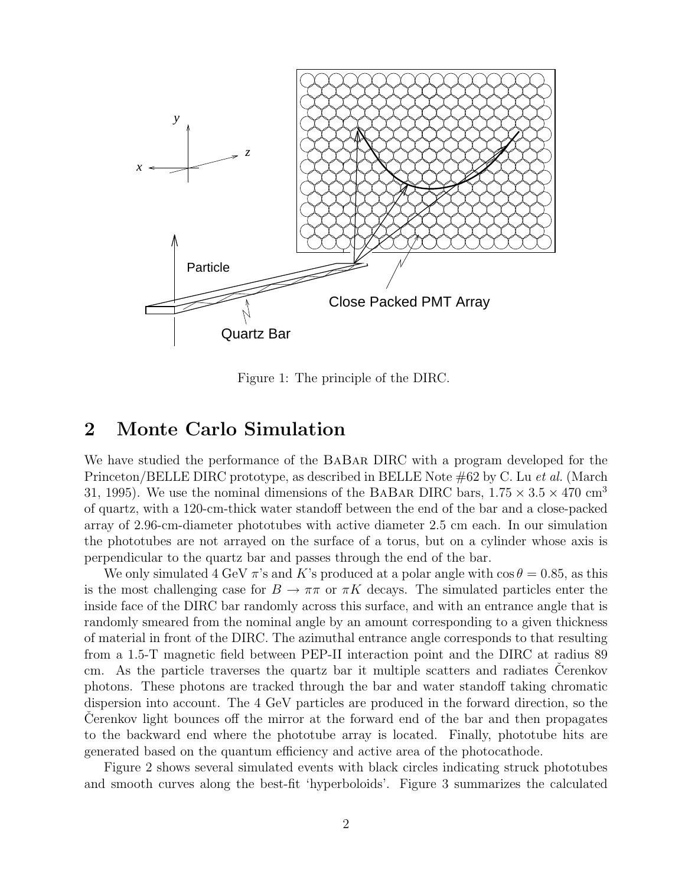Figure 1: The principle of the DIRC.

## 2 Monte Carlo Simulation

We have studied the performance of the BaBar DIRC with a program developed for the Princeton/BELLE DIRC prototype, as described in BELLE Note #62 by C. Lu *et al.* (March 31, 1995). We use the nominal dimensions of the BaBar DIRC bars, $1.75 \times 3.5 \times 470$ cm$^3$ of quartz, with a 120-cm-thick water standoff between the end of the bar and a close-packed array of 2.96-cm-diameter phototubes with active diameter 2.5 cm each. In our simulation the phototubes are not arrayed on the surface of a torus, but on a cylinder whose axis is perpendicular to the quartz bar and passes through the end of the bar.

We only simulated 4 GeV $\pi$'s and $K$'s produced at a polar angle with $\cos\theta = 0.85$, as this is the most challenging case for $B \to \pi\pi$ or $\pi K$ decays. The simulated particles enter the inside face of the DIRC bar randomly across this surface, and with an entrance angle that is randomly smeared from the nominal angle by an amount corresponding to a given thickness of material in front of the DIRC. The azimuthal entrance angle corresponds to that resulting from a 1.5-T magnetic field between PEP-II interaction point and the DIRC at radius 89 cm. As the particle traverses the quartz bar it multiple scatters and radiates Čerenkov photons. These photons are tracked through the bar and water standoff taking chromatic dispersion into account. The 4 GeV particles are produced in the forward direction, so the Čerenkov light bounces off the mirror at the forward end of the bar and then propagates to the backward end where the phototube array is located. Finally, phototube hits are generated based on the quantum efficiency and active area of the photocathode.

Figure 2 shows several simulated events with black circles indicating struck phototubes and smooth curves along the best-fit 'hyperboloids'. Figure 3 summarizes the calculated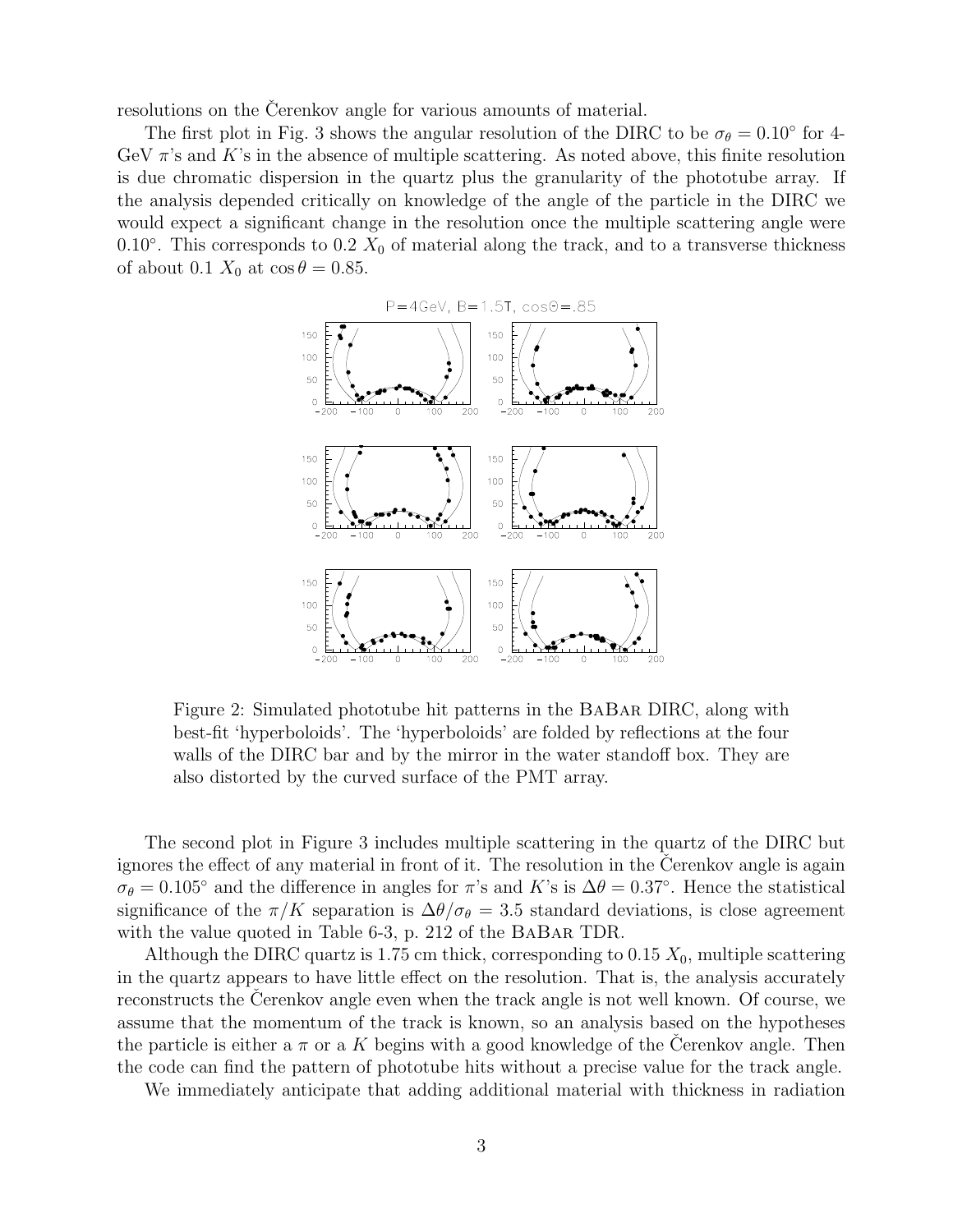resolutions on the Čerenkov angle for various amounts of material.

The first plot in Fig. 3 shows the angular resolution of the DIRC to be $\sigma_\theta = 0.10^\circ$ for 4-GeV $\pi$'s and $K$'s in the absence of multiple scattering. As noted above, this finite resolution is due chromatic dispersion in the quartz plus the granularity of the phototube array. If the analysis depended critically on knowledge of the angle of the particle in the DIRC we would expect a significant change in the resolution once the multiple scattering angle were $0.10^\circ$. This corresponds to $0.2\ X_0$ of material along the track, and to a transverse thickness of about $0.1\ X_0$ at $\cos\theta = 0.85$.

Figure 2: Simulated phototube hit patterns in the BaBar DIRC, along with best-fit 'hyperboloids'. The 'hyperboloids' are folded by reflections at the four walls of the DIRC bar and by the mirror in the water standoff box. They are also distorted by the curved surface of the PMT array.

The second plot in Figure 3 includes multiple scattering in the quartz of the DIRC but ignores the effect of any material in front of it. The resolution in the Čerenkov angle is again $\sigma_\theta = 0.105^\circ$ and the difference in angles for $\pi$'s and $K$'s is $\Delta\theta = 0.37^\circ$. Hence the statistical significance of the $\pi/K$ separation is $\Delta\theta/\sigma_\theta = 3.5$ standard deviations, is close agreement with the value quoted in Table 6-3, p. 212 of the BaBar TDR.

Although the DIRC quartz is 1.75 cm thick, corresponding to $0.15\ X_0$, multiple scattering in the quartz appears to have little effect on the resolution. That is, the analysis accurately reconstructs the Čerenkov angle even when the track angle is not well known. Of course, we assume that the momentum of the track is known, so an analysis based on the hypotheses the particle is either a $\pi$ or a $K$ begins with a good knowledge of the Čerenkov angle. Then the code can find the pattern of phototube hits without a precise value for the track angle.

We immediately anticipate that adding additional material with thickness in radiation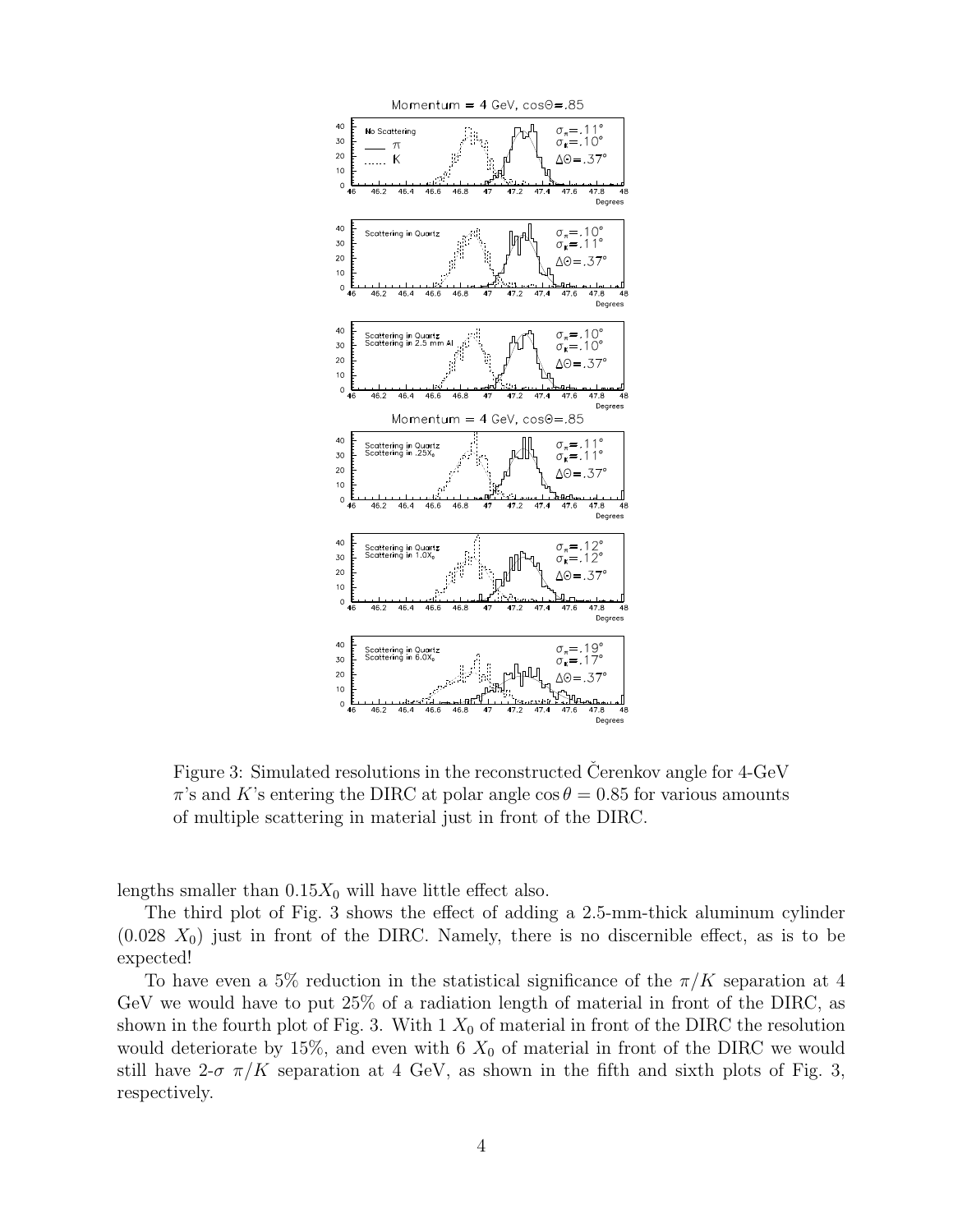Momentum = 4 GeV, cosΘ=.85

No Scattering

π

K

$\sigma_\pi$=.11°

$\sigma_K$=.10°

ΔΘ=.37°

Scattering in Quartz

$\sigma_\pi$=.10°

$\sigma_K$=.11°

ΔΘ=.37°

Scattering in Quartz
Scattering in 2.5 mm Al

$\sigma_\pi$=.10°

$\sigma_K$=.10°

ΔΘ=.37°

Momentum = 4 GeV, cosΘ=.85

Scattering in Quartz
Scattering in .25$X_0$

$\sigma_\pi$=.11°

$\sigma_K$=.11°

ΔΘ=.37°

Scattering in Quartz
Scattering in 1.0$X_0$

$\sigma_\pi$=.12°

$\sigma_K$=.12°

ΔΘ=.37°

Scattering in Quartz
Scattering in 6.0$X_0$

$\sigma_\pi$=.19°

$\sigma_K$=.17°

ΔΘ=.37°

Degrees

Figure 3: Simulated resolutions in the reconstructed Čerenkov angle for 4-GeV $\pi$'s and $K$'s entering the DIRC at polar angle $\cos\theta = 0.85$ for various amounts of multiple scattering in material just in front of the DIRC.

lengths smaller than $0.15 X_0$ will have little effect also.

The third plot of Fig. 3 shows the effect of adding a 2.5-mm-thick aluminum cylinder ($0.028\ X_0$) just in front of the DIRC. Namely, there is no discernible effect, as is to be expected!

To have even a 5% reduction in the statistical significance of the $\pi/K$ separation at 4 GeV we would have to put 25% of a radiation length of material in front of the DIRC, as shown in the fourth plot of Fig. 3. With 1 $X_0$ of material in front of the DIRC the resolution would deteriorate by 15%, and even with 6 $X_0$ of material in front of the DIRC we would still have 2-$\sigma$ $\pi/K$ separation at 4 GeV, as shown in the fifth and sixth plots of Fig. 3, respectively.